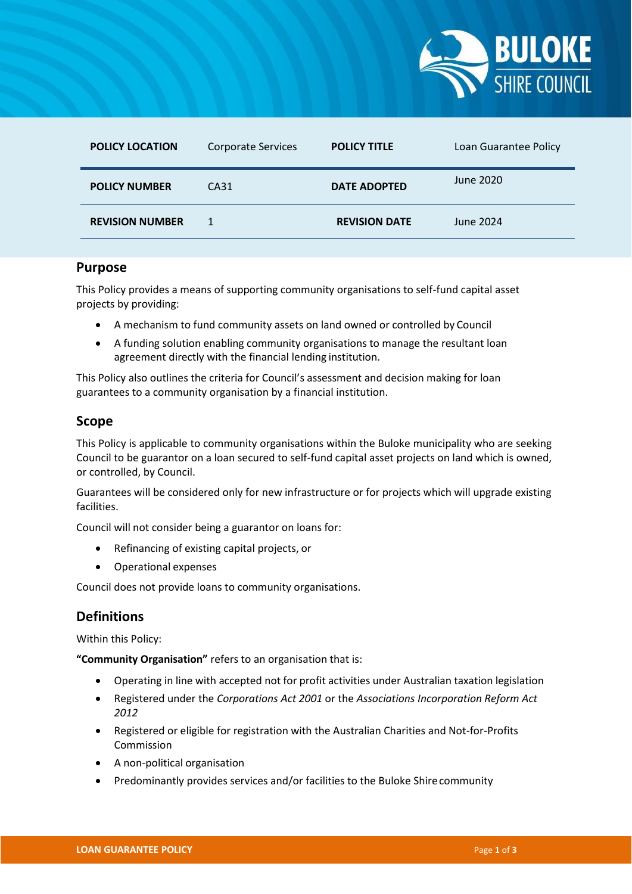| POLICY LOCATION | Corporate Services | POLICY TITLE | Loan Guarantee Policy |
|---|---|---|---|
| POLICY NUMBER | CA31 | DATE ADOPTED | June 2020 |
| REVISION NUMBER | 1 | REVISION DATE | June 2024 |

## Purpose

This Policy provides a means of supporting community organisations to self-fund capital asset projects by providing:

- A mechanism to fund community assets on land owned or controlled by Council
- A funding solution enabling community organisations to manage the resultant loan agreement directly with the financial lending institution.

This Policy also outlines the criteria for Council's assessment and decision making for loan guarantees to a community organisation by a financial institution.

## Scope

This Policy is applicable to community organisations within the Buloke municipality who are seeking Council to be guarantor on a loan secured to self-fund capital asset projects on land which is owned, or controlled, by Council.

Guarantees will be considered only for new infrastructure or for projects which will upgrade existing facilities.

Council will not consider being a guarantor on loans for:

- Refinancing of existing capital projects, or
- Operational expenses

Council does not provide loans to community organisations.

## Definitions

Within this Policy:

**"Community Organisation"** refers to an organisation that is:

- Operating in line with accepted not for profit activities under Australian taxation legislation
- Registered under the *Corporations Act 2001* or the *Associations Incorporation Reform Act 2012*
- Registered or eligible for registration with the Australian Charities and Not-for-Profits Commission
- A non-political organisation
- Predominantly provides services and/or facilities to the Buloke Shire community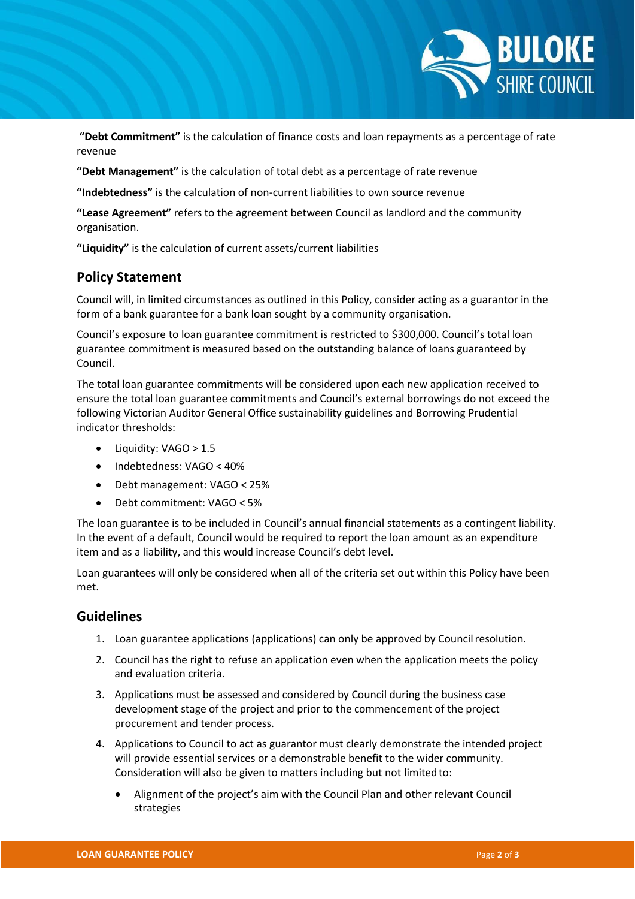**"Debt Commitment"** is the calculation of finance costs and loan repayments as a percentage of rate revenue

**"Debt Management"** is the calculation of total debt as a percentage of rate revenue

**"Indebtedness"** is the calculation of non-current liabilities to own source revenue

**"Lease Agreement"** refers to the agreement between Council as landlord and the community organisation.

**"Liquidity"** is the calculation of current assets/current liabilities

## Policy Statement

Council will, in limited circumstances as outlined in this Policy, consider acting as a guarantor in the form of a bank guarantee for a bank loan sought by a community organisation.

Council's exposure to loan guarantee commitment is restricted to $300,000. Council's total loan guarantee commitment is measured based on the outstanding balance of loans guaranteed by Council.

The total loan guarantee commitments will be considered upon each new application received to ensure the total loan guarantee commitments and Council's external borrowings do not exceed the following Victorian Auditor General Office sustainability guidelines and Borrowing Prudential indicator thresholds:

- Liquidity: VAGO > 1.5
- Indebtedness: VAGO < 40%
- Debt management: VAGO < 25%
- Debt commitment: VAGO < 5%

The loan guarantee is to be included in Council's annual financial statements as a contingent liability. In the event of a default, Council would be required to report the loan amount as an expenditure item and as a liability, and this would increase Council's debt level.

Loan guarantees will only be considered when all of the criteria set out within this Policy have been met.

## Guidelines

1. Loan guarantee applications (applications) can only be approved by Council resolution.
2. Council has the right to refuse an application even when the application meets the policy and evaluation criteria.
3. Applications must be assessed and considered by Council during the business case development stage of the project and prior to the commencement of the project procurement and tender process.
4. Applications to Council to act as guarantor must clearly demonstrate the intended project will provide essential services or a demonstrable benefit to the wider community. Consideration will also be given to matters including but not limited to:
    - Alignment of the project's aim with the Council Plan and other relevant Council strategies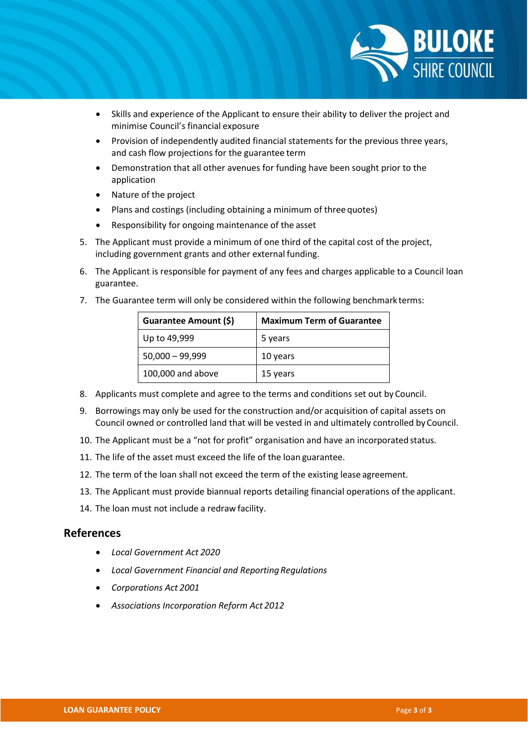- Skills and experience of the Applicant to ensure their ability to deliver the project and minimise Council's financial exposure
- Provision of independently audited financial statements for the previous three years, and cash flow projections for the guarantee term
- Demonstration that all other avenues for funding have been sought prior to the application
- Nature of the project
- Plans and costings (including obtaining a minimum of three quotes)
- Responsibility for ongoing maintenance of the asset

5. The Applicant must provide a minimum of one third of the capital cost of the project, including government grants and other external funding.
6. The Applicant is responsible for payment of any fees and charges applicable to a Council loan guarantee.
7. The Guarantee term will only be considered within the following benchmark terms:

| Guarantee Amount ($) | Maximum Term of Guarantee |
|---|---|
| Up to 49,999 | 5 years |
| 50,000 – 99,999 | 10 years |
| 100,000 and above | 15 years |

8. Applicants must complete and agree to the terms and conditions set out by Council.
9. Borrowings may only be used for the construction and/or acquisition of capital assets on Council owned or controlled land that will be vested in and ultimately controlled by Council.
10. The Applicant must be a "not for profit" organisation and have an incorporated status.
11. The life of the asset must exceed the life of the loan guarantee.
12. The term of the loan shall not exceed the term of the existing lease agreement.
13. The Applicant must provide biannual reports detailing financial operations of the applicant.
14. The loan must not include a redraw facility.

## References

- *Local Government Act 2020*
- *Local Government Financial and Reporting Regulations*
- *Corporations Act 2001*
- *Associations Incorporation Reform Act 2012*